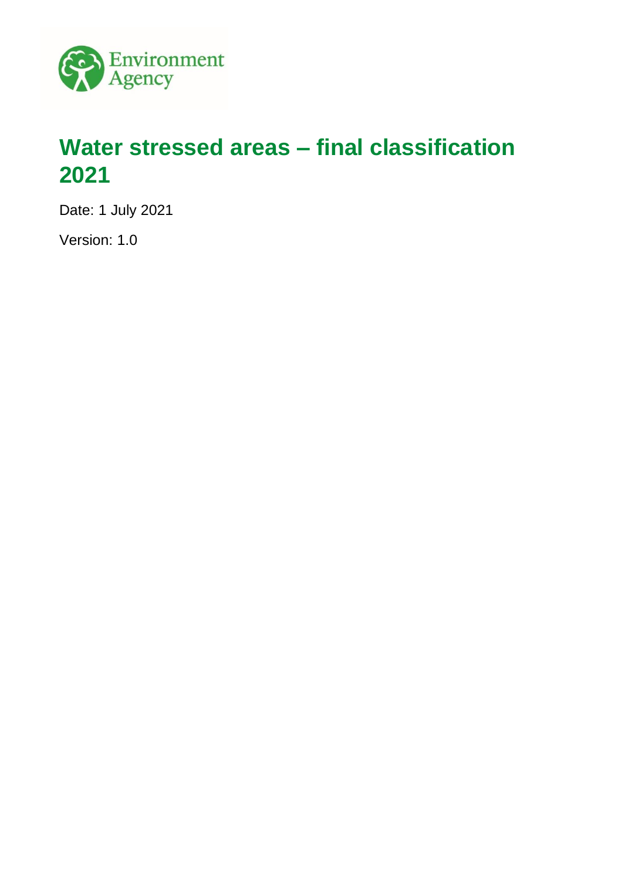Environment Agency

# Water stressed areas – final classification 2021

Date: 1 July 2021

Version: 1.0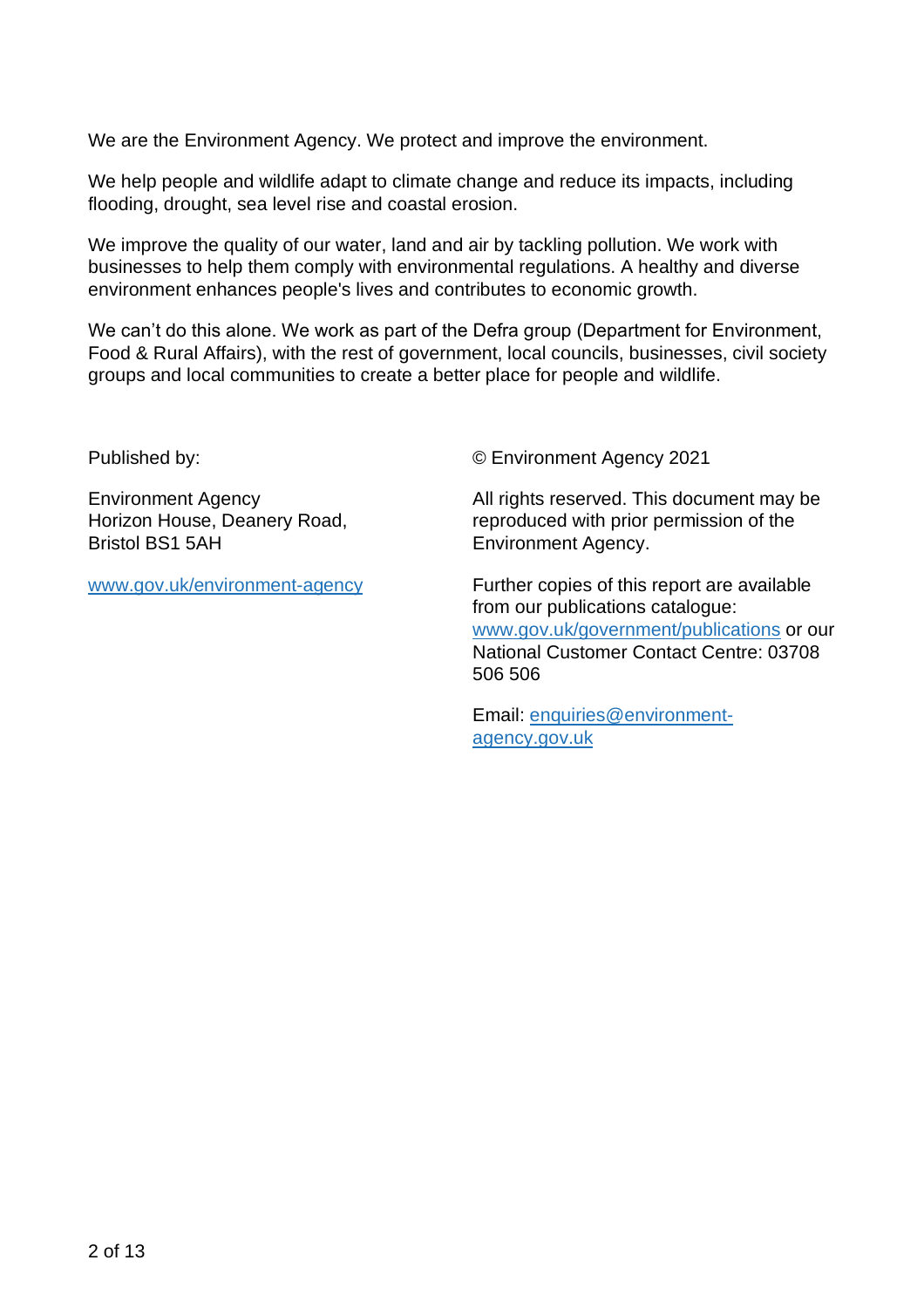We are the Environment Agency. We protect and improve the environment.

We help people and wildlife adapt to climate change and reduce its impacts, including flooding, drought, sea level rise and coastal erosion.

We improve the quality of our water, land and air by tackling pollution. We work with businesses to help them comply with environmental regulations. A healthy and diverse environment enhances people's lives and contributes to economic growth.

We can't do this alone. We work as part of the Defra group (Department for Environment, Food & Rural Affairs), with the rest of government, local councils, businesses, civil society groups and local communities to create a better place for people and wildlife.

Published by:

Environment Agency
Horizon House, Deanery Road,
Bristol BS1 5AH

[www.gov.uk/environment-agency](www.gov.uk/environment-agency)

© Environment Agency 2021

All rights reserved. This document may be reproduced with prior permission of the Environment Agency.

Further copies of this report are available from our publications catalogue: [www.gov.uk/government/publications](www.gov.uk/government/publications) or our National Customer Contact Centre: 03708 506 506

Email: [enquiries@environment-agency.gov.uk](mailto:enquiries@environment-agency.gov.uk)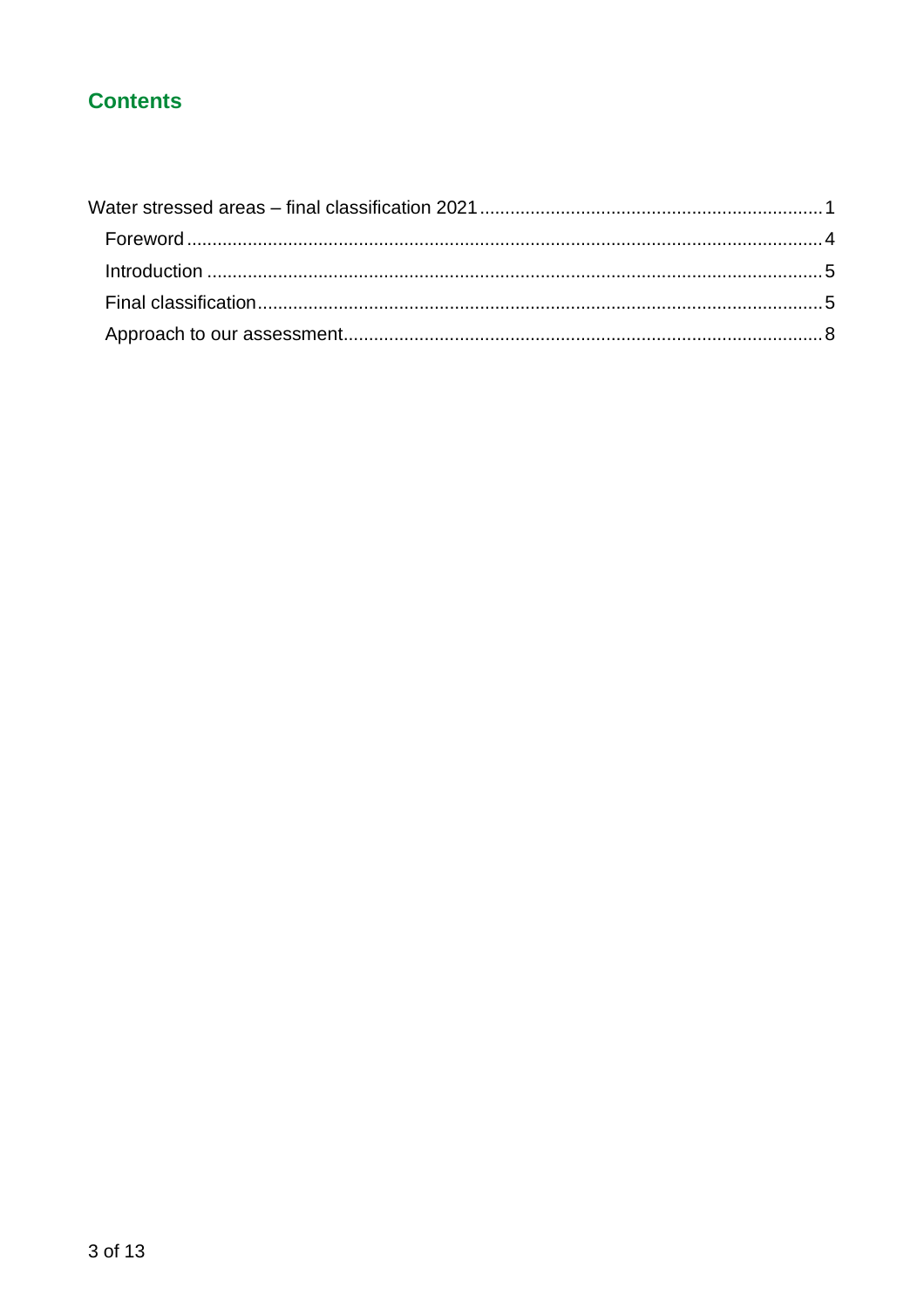## Contents

Water stressed areas – final classification 2021 ........................................ 1

- Foreword ........................................ 4
- Introduction ........................................ 5
- Final classification ........................................ 5
- Approach to our assessment ........................................ 8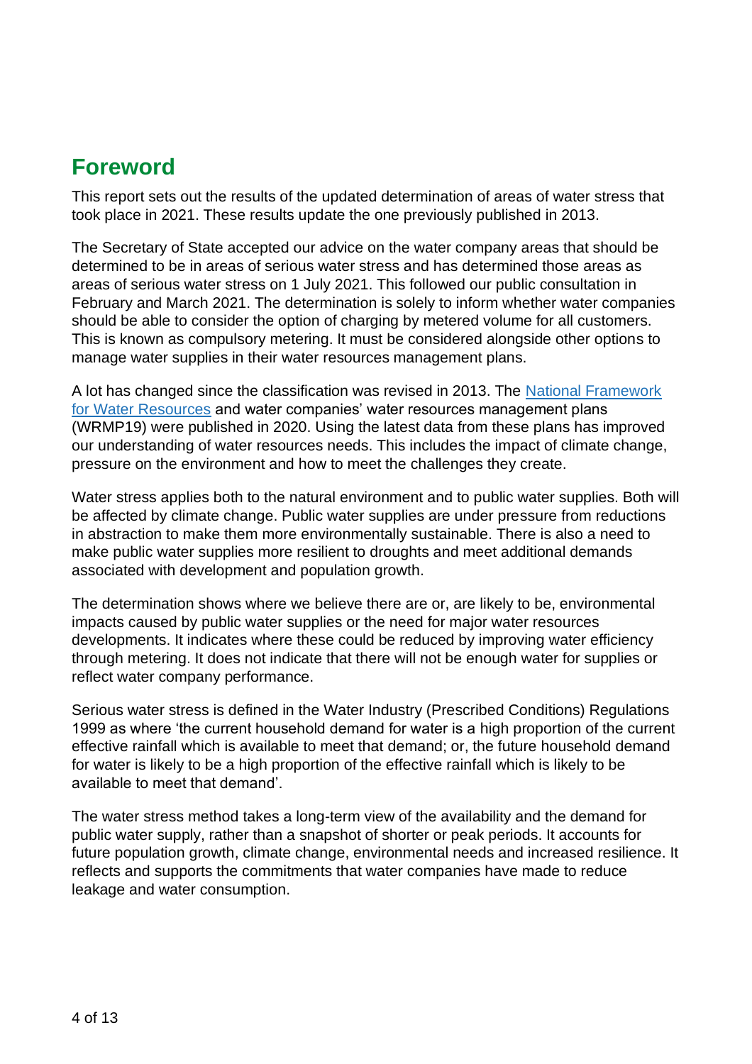## Foreword

This report sets out the results of the updated determination of areas of water stress that took place in 2021. These results update the one previously published in 2013.

The Secretary of State accepted our advice on the water company areas that should be determined to be in areas of serious water stress and has determined those areas as areas of serious water stress on 1 July 2021. This followed our public consultation in February and March 2021. The determination is solely to inform whether water companies should be able to consider the option of charging by metered volume for all customers. This is known as compulsory metering. It must be considered alongside other options to manage water supplies in their water resources management plans.

A lot has changed since the classification was revised in 2013. The [National Framework for Water Resources]() and water companies' water resources management plans (WRMP19) were published in 2020. Using the latest data from these plans has improved our understanding of water resources needs. This includes the impact of climate change, pressure on the environment and how to meet the challenges they create.

Water stress applies both to the natural environment and to public water supplies. Both will be affected by climate change. Public water supplies are under pressure from reductions in abstraction to make them more environmentally sustainable. There is also a need to make public water supplies more resilient to droughts and meet additional demands associated with development and population growth.

The determination shows where we believe there are or, are likely to be, environmental impacts caused by public water supplies or the need for major water resources developments. It indicates where these could be reduced by improving water efficiency through metering. It does not indicate that there will not be enough water for supplies or reflect water company performance.

Serious water stress is defined in the Water Industry (Prescribed Conditions) Regulations 1999 as where 'the current household demand for water is a high proportion of the current effective rainfall which is available to meet that demand; or, the future household demand for water is likely to be a high proportion of the effective rainfall which is likely to be available to meet that demand'.

The water stress method takes a long-term view of the availability and the demand for public water supply, rather than a snapshot of shorter or peak periods. It accounts for future population growth, climate change, environmental needs and increased resilience. It reflects and supports the commitments that water companies have made to reduce leakage and water consumption.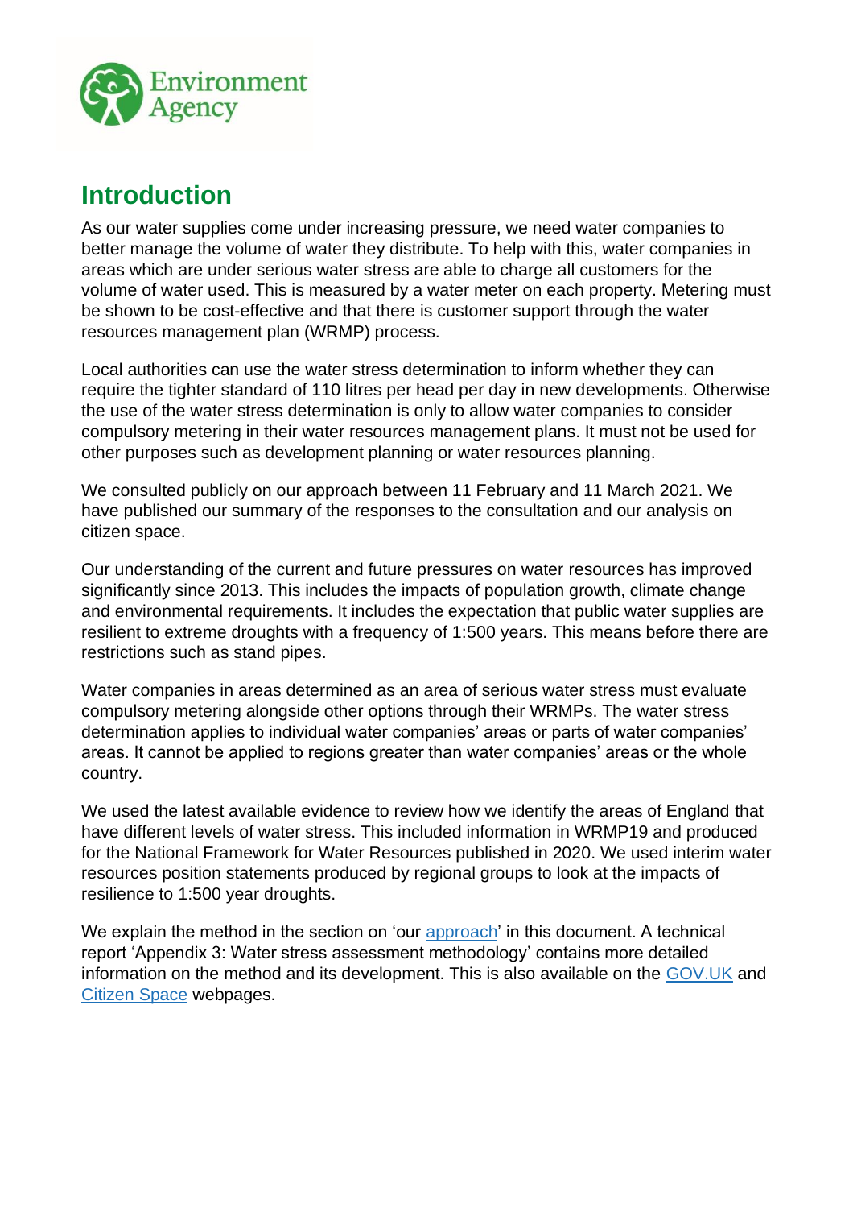# Introduction

As our water supplies come under increasing pressure, we need water companies to better manage the volume of water they distribute. To help with this, water companies in areas which are under serious water stress are able to charge all customers for the volume of water used. This is measured by a water meter on each property. Metering must be shown to be cost-effective and that there is customer support through the water resources management plan (WRMP) process.

Local authorities can use the water stress determination to inform whether they can require the tighter standard of 110 litres per head per day in new developments. Otherwise the use of the water stress determination is only to allow water companies to consider compulsory metering in their water resources management plans. It must not be used for other purposes such as development planning or water resources planning.

We consulted publicly on our approach between 11 February and 11 March 2021. We have published our summary of the responses to the consultation and our analysis on citizen space.

Our understanding of the current and future pressures on water resources has improved significantly since 2013. This includes the impacts of population growth, climate change and environmental requirements. It includes the expectation that public water supplies are resilient to extreme droughts with a frequency of 1:500 years. This means before there are restrictions such as stand pipes.

Water companies in areas determined as an area of serious water stress must evaluate compulsory metering alongside other options through their WRMPs. The water stress determination applies to individual water companies' areas or parts of water companies' areas. It cannot be applied to regions greater than water companies' areas or the whole country.

We used the latest available evidence to review how we identify the areas of England that have different levels of water stress. This included information in WRMP19 and produced for the National Framework for Water Resources published in 2020. We used interim water resources position statements produced by regional groups to look at the impacts of resilience to 1:500 year droughts.

We explain the method in the section on 'our [approach]' in this document. A technical report 'Appendix 3: Water stress assessment methodology' contains more detailed information on the method and its development. This is also available on the [GOV.UK] and [Citizen Space] webpages.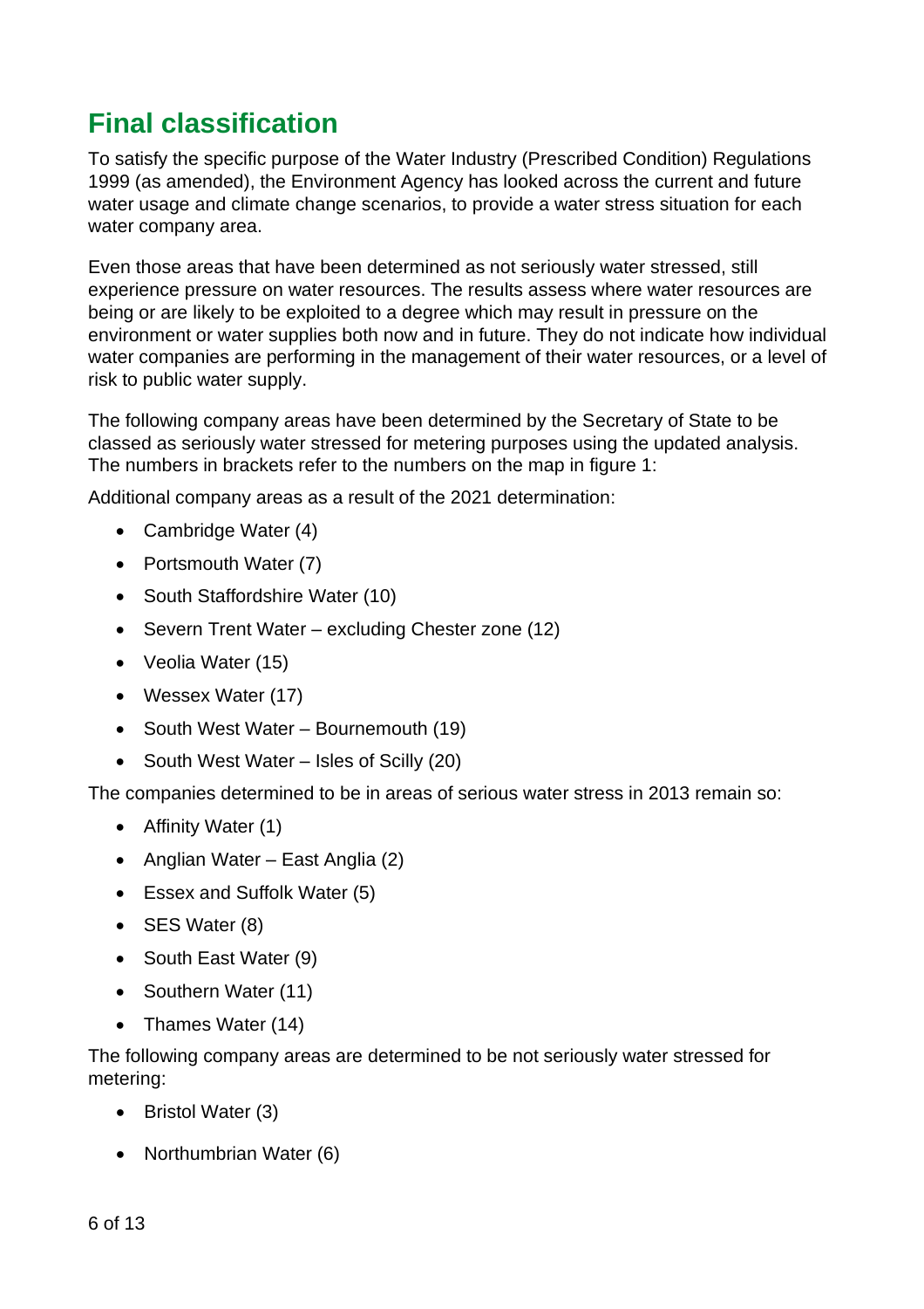# Final classification

To satisfy the specific purpose of the Water Industry (Prescribed Condition) Regulations 1999 (as amended), the Environment Agency has looked across the current and future water usage and climate change scenarios, to provide a water stress situation for each water company area.

Even those areas that have been determined as not seriously water stressed, still experience pressure on water resources. The results assess where water resources are being or are likely to be exploited to a degree which may result in pressure on the environment or water supplies both now and in future. They do not indicate how individual water companies are performing in the management of their water resources, or a level of risk to public water supply.

The following company areas have been determined by the Secretary of State to be classed as seriously water stressed for metering purposes using the updated analysis. The numbers in brackets refer to the numbers on the map in figure 1:

Additional company areas as a result of the 2021 determination:

- Cambridge Water (4)
- Portsmouth Water (7)
- South Staffordshire Water (10)
- Severn Trent Water – excluding Chester zone (12)
- Veolia Water (15)
- Wessex Water (17)
- South West Water – Bournemouth (19)
- South West Water – Isles of Scilly (20)

The companies determined to be in areas of serious water stress in 2013 remain so:

- Affinity Water (1)
- Anglian Water – East Anglia (2)
- Essex and Suffolk Water (5)
- SES Water (8)
- South East Water (9)
- Southern Water (11)
- Thames Water (14)

The following company areas are determined to be not seriously water stressed for metering:

- Bristol Water (3)
- Northumbrian Water (6)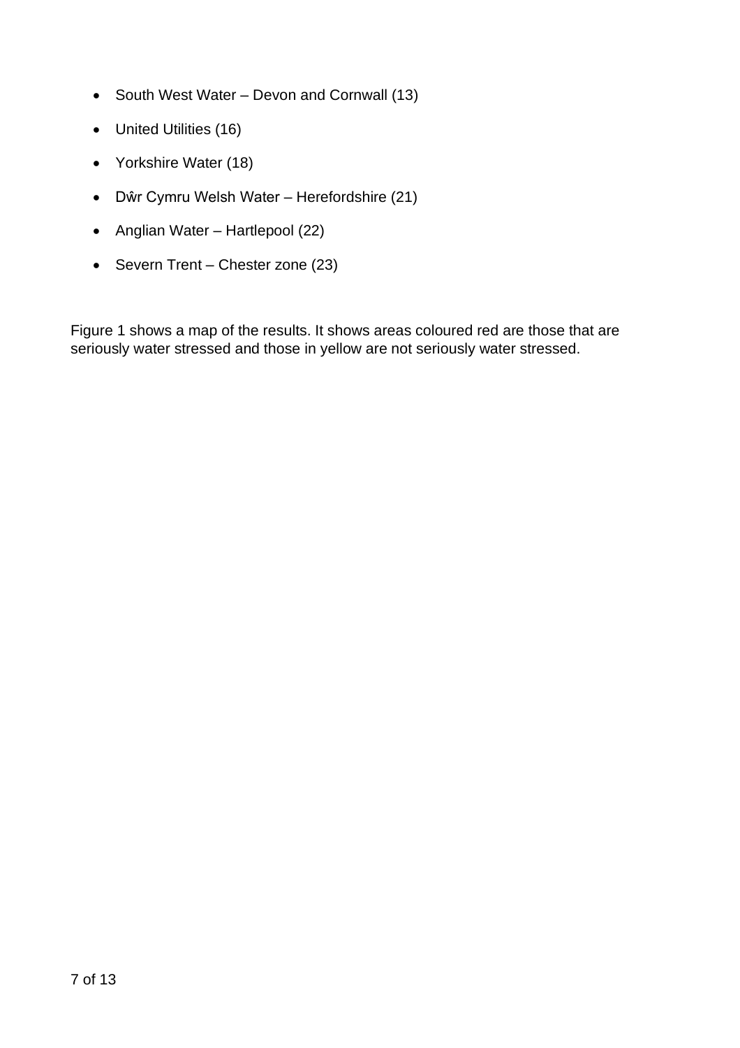- South West Water – Devon and Cornwall (13)
- United Utilities (16)
- Yorkshire Water (18)
- Dŵr Cymru Welsh Water – Herefordshire (21)
- Anglian Water – Hartlepool (22)
- Severn Trent – Chester zone (23)

Figure 1 shows a map of the results. It shows areas coloured red are those that are seriously water stressed and those in yellow are not seriously water stressed.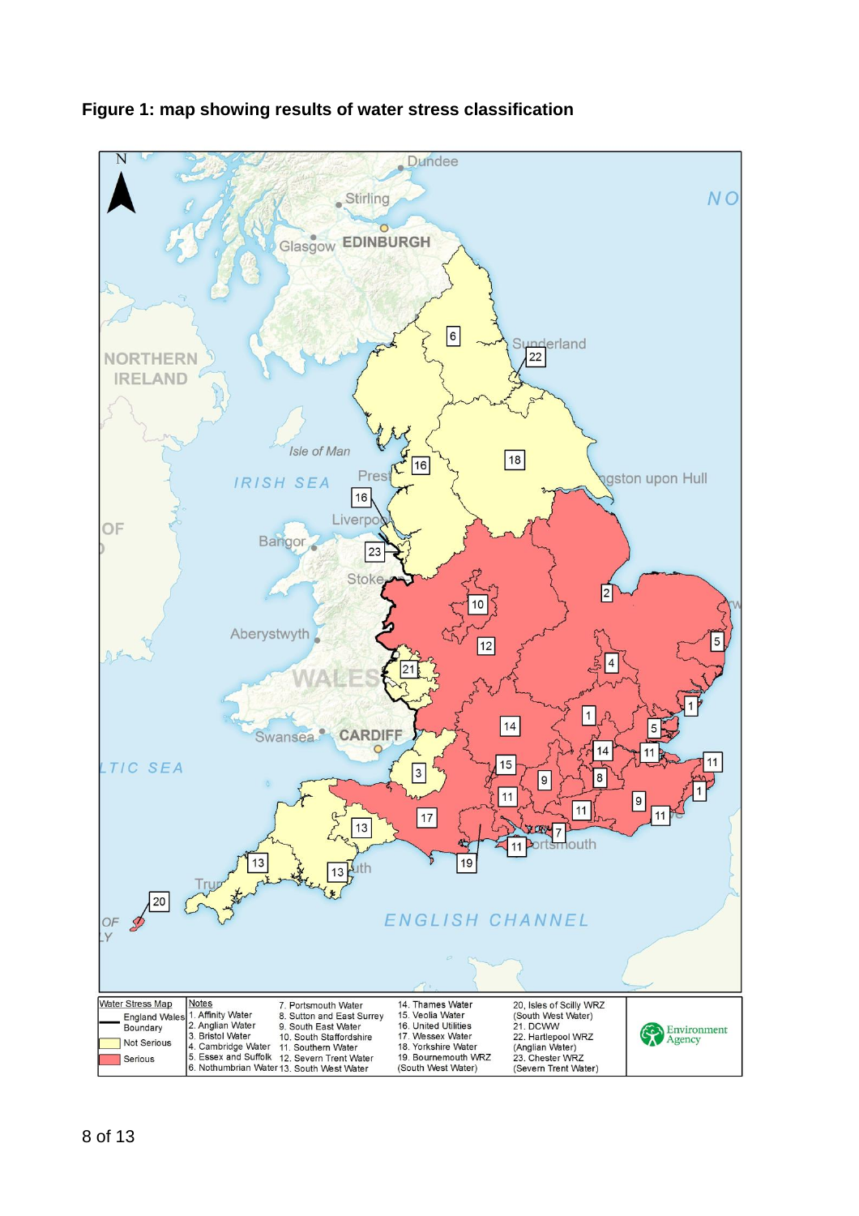**Figure 1: map showing results of water stress classification**

| Water Stress Map | Notes | | | |
|---|---|---|---|---|
| England Wales Boundary | 1. Affinity Water | 7. Portsmouth Water | 14. Thames Water | 20. Isles of Scilly WRZ (South West Water) |
| Not Serious | 2. Anglian Water | 8. Sutton and East Surrey | 15. Veolia Water | 21. DCWW |
| Serious | 3. Bristol Water | 9. South East Water | 16. United Utilities | 22. Hartlepool WRZ (Anglian Water) |
| | 4. Cambridge Water | 10. South Staffordshire | 17. Wessex Water | 23. Chester WRZ (Severn Trent Water) |
| | 5. Essex and Suffolk | 11. Southern Water | 18. Yorkshire Water | |
| | 6. Nothumbrian Water | 12. Severn Trent Water | 19. Bournemouth WRZ (South West Water) | |
| | | 13. South West Water | | |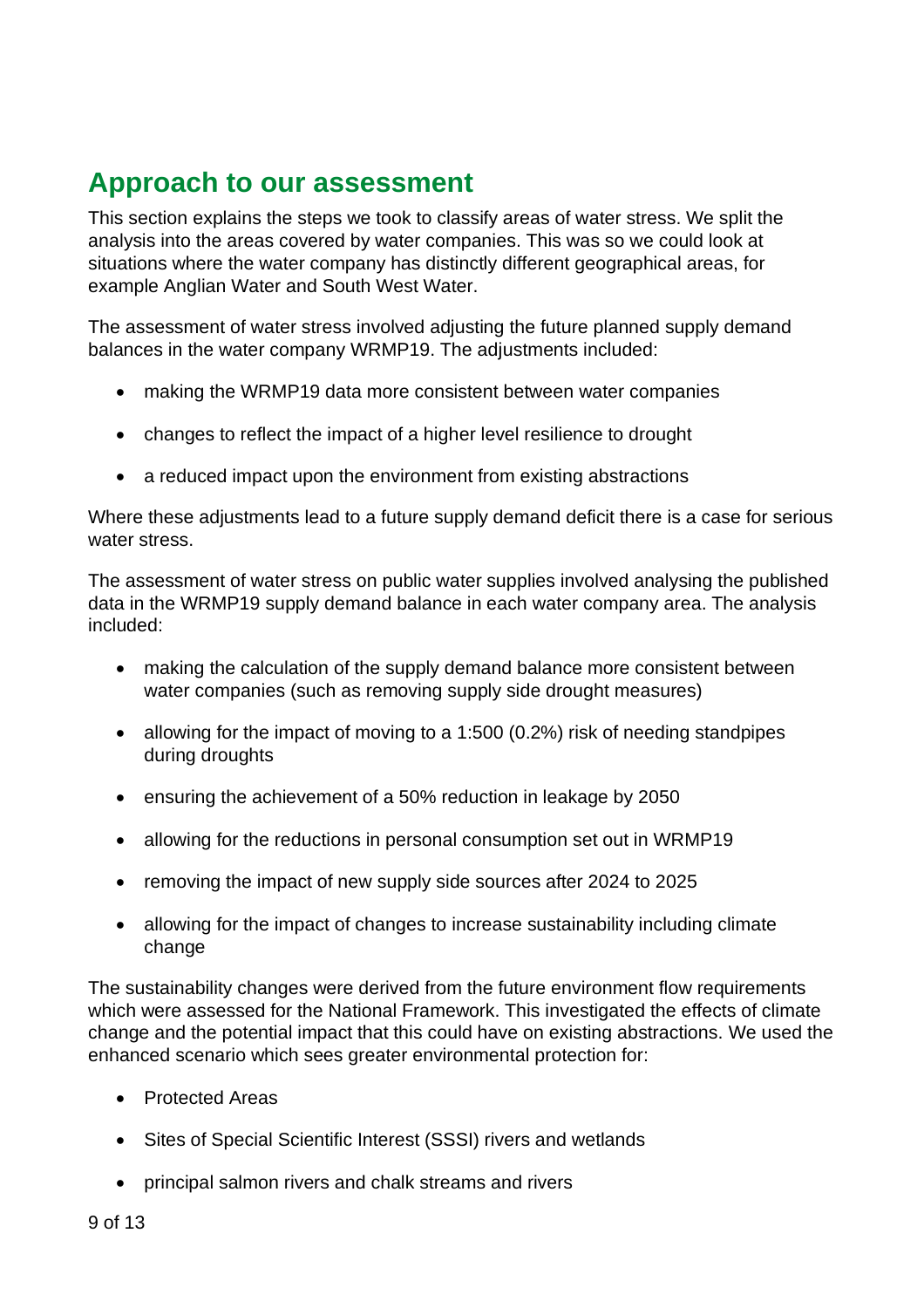## Approach to our assessment

This section explains the steps we took to classify areas of water stress. We split the analysis into the areas covered by water companies. This was so we could look at situations where the water company has distinctly different geographical areas, for example Anglian Water and South West Water.

The assessment of water stress involved adjusting the future planned supply demand balances in the water company WRMP19. The adjustments included:

- making the WRMP19 data more consistent between water companies
- changes to reflect the impact of a higher level resilience to drought
- a reduced impact upon the environment from existing abstractions

Where these adjustments lead to a future supply demand deficit there is a case for serious water stress.

The assessment of water stress on public water supplies involved analysing the published data in the WRMP19 supply demand balance in each water company area. The analysis included:

- making the calculation of the supply demand balance more consistent between water companies (such as removing supply side drought measures)
- allowing for the impact of moving to a 1:500 (0.2%) risk of needing standpipes during droughts
- ensuring the achievement of a 50% reduction in leakage by 2050
- allowing for the reductions in personal consumption set out in WRMP19
- removing the impact of new supply side sources after 2024 to 2025
- allowing for the impact of changes to increase sustainability including climate change

The sustainability changes were derived from the future environment flow requirements which were assessed for the National Framework. This investigated the effects of climate change and the potential impact that this could have on existing abstractions. We used the enhanced scenario which sees greater environmental protection for:

- Protected Areas
- Sites of Special Scientific Interest (SSSI) rivers and wetlands
- principal salmon rivers and chalk streams and rivers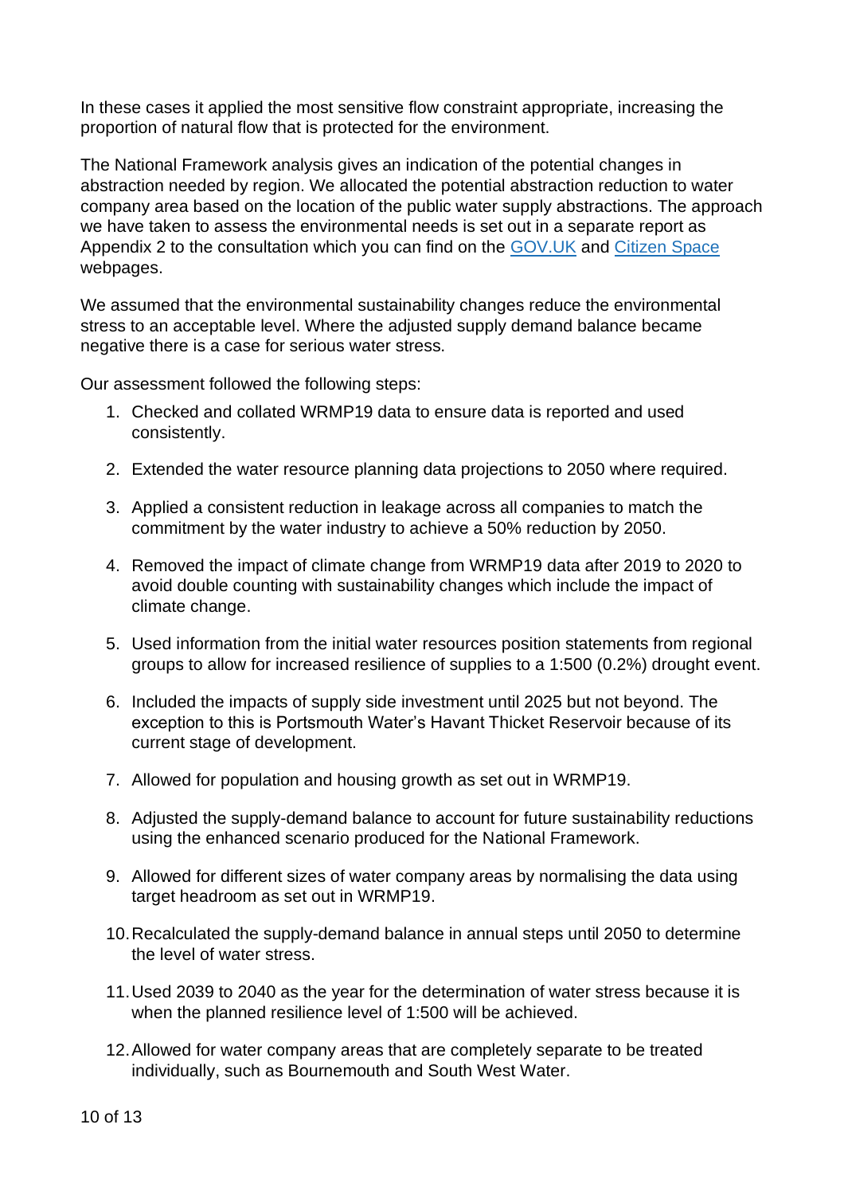In these cases it applied the most sensitive flow constraint appropriate, increasing the proportion of natural flow that is protected for the environment.

The National Framework analysis gives an indication of the potential changes in abstraction needed by region. We allocated the potential abstraction reduction to water company area based on the location of the public water supply abstractions. The approach we have taken to assess the environmental needs is set out in a separate report as Appendix 2 to the consultation which you can find on the [GOV.UK](#) and [Citizen Space](#) webpages.

We assumed that the environmental sustainability changes reduce the environmental stress to an acceptable level. Where the adjusted supply demand balance became negative there is a case for serious water stress.

Our assessment followed the following steps:

1. Checked and collated WRMP19 data to ensure data is reported and used consistently.
2. Extended the water resource planning data projections to 2050 where required.
3. Applied a consistent reduction in leakage across all companies to match the commitment by the water industry to achieve a 50% reduction by 2050.
4. Removed the impact of climate change from WRMP19 data after 2019 to 2020 to avoid double counting with sustainability changes which include the impact of climate change.
5. Used information from the initial water resources position statements from regional groups to allow for increased resilience of supplies to a 1:500 (0.2%) drought event.
6. Included the impacts of supply side investment until 2025 but not beyond. The exception to this is Portsmouth Water's Havant Thicket Reservoir because of its current stage of development.
7. Allowed for population and housing growth as set out in WRMP19.
8. Adjusted the supply-demand balance to account for future sustainability reductions using the enhanced scenario produced for the National Framework.
9. Allowed for different sizes of water company areas by normalising the data using target headroom as set out in WRMP19.
10. Recalculated the supply-demand balance in annual steps until 2050 to determine the level of water stress.
11. Used 2039 to 2040 as the year for the determination of water stress because it is when the planned resilience level of 1:500 will be achieved.
12. Allowed for water company areas that are completely separate to be treated individually, such as Bournemouth and South West Water.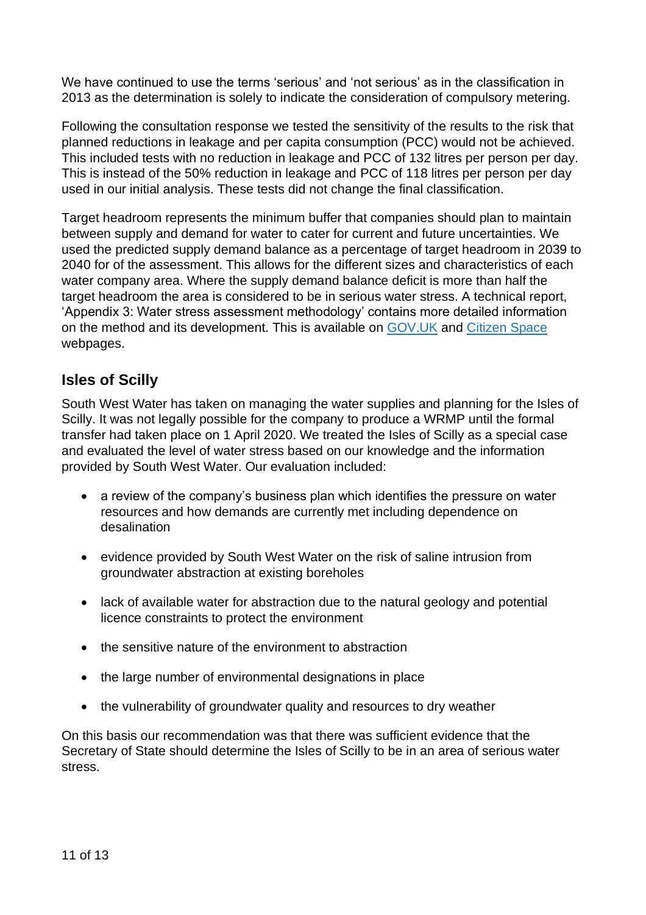We have continued to use the terms 'serious' and 'not serious' as in the classification in 2013 as the determination is solely to indicate the consideration of compulsory metering.

Following the consultation response we tested the sensitivity of the results to the risk that planned reductions in leakage and per capita consumption (PCC) would not be achieved. This included tests with no reduction in leakage and PCC of 132 litres per person per day. This is instead of the 50% reduction in leakage and PCC of 118 litres per person per day used in our initial analysis. These tests did not change the final classification.

Target headroom represents the minimum buffer that companies should plan to maintain between supply and demand for water to cater for current and future uncertainties. We used the predicted supply demand balance as a percentage of target headroom in 2039 to 2040 for of the assessment. This allows for the different sizes and characteristics of each water company area. Where the supply demand balance deficit is more than half the target headroom the area is considered to be in serious water stress. A technical report, 'Appendix 3: Water stress assessment methodology' contains more detailed information on the method and its development. This is available on [GOV.UK]() and [Citizen Space]() webpages.

## Isles of Scilly

South West Water has taken on managing the water supplies and planning for the Isles of Scilly. It was not legally possible for the company to produce a WRMP until the formal transfer had taken place on 1 April 2020. We treated the Isles of Scilly as a special case and evaluated the level of water stress based on our knowledge and the information provided by South West Water. Our evaluation included:

- a review of the company's business plan which identifies the pressure on water resources and how demands are currently met including dependence on desalination
- evidence provided by South West Water on the risk of saline intrusion from groundwater abstraction at existing boreholes
- lack of available water for abstraction due to the natural geology and potential licence constraints to protect the environment
- the sensitive nature of the environment to abstraction
- the large number of environmental designations in place
- the vulnerability of groundwater quality and resources to dry weather

On this basis our recommendation was that there was sufficient evidence that the Secretary of State should determine the Isles of Scilly to be in an area of serious water stress.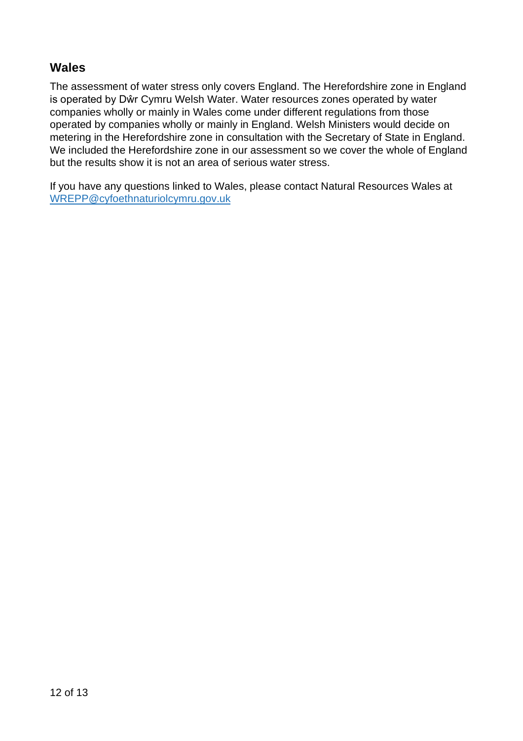## Wales

The assessment of water stress only covers England. The Herefordshire zone in England is operated by Dŵr Cymru Welsh Water. Water resources zones operated by water companies wholly or mainly in Wales come under different regulations from those operated by companies wholly or mainly in England. Welsh Ministers would decide on metering in the Herefordshire zone in consultation with the Secretary of State in England. We included the Herefordshire zone in our assessment so we cover the whole of England but the results show it is not an area of serious water stress.

If you have any questions linked to Wales, please contact Natural Resources Wales at [WREPP@cyfoethnaturiolcymru.gov.uk](mailto:WREPP@cyfoethnaturiolcymru.gov.uk)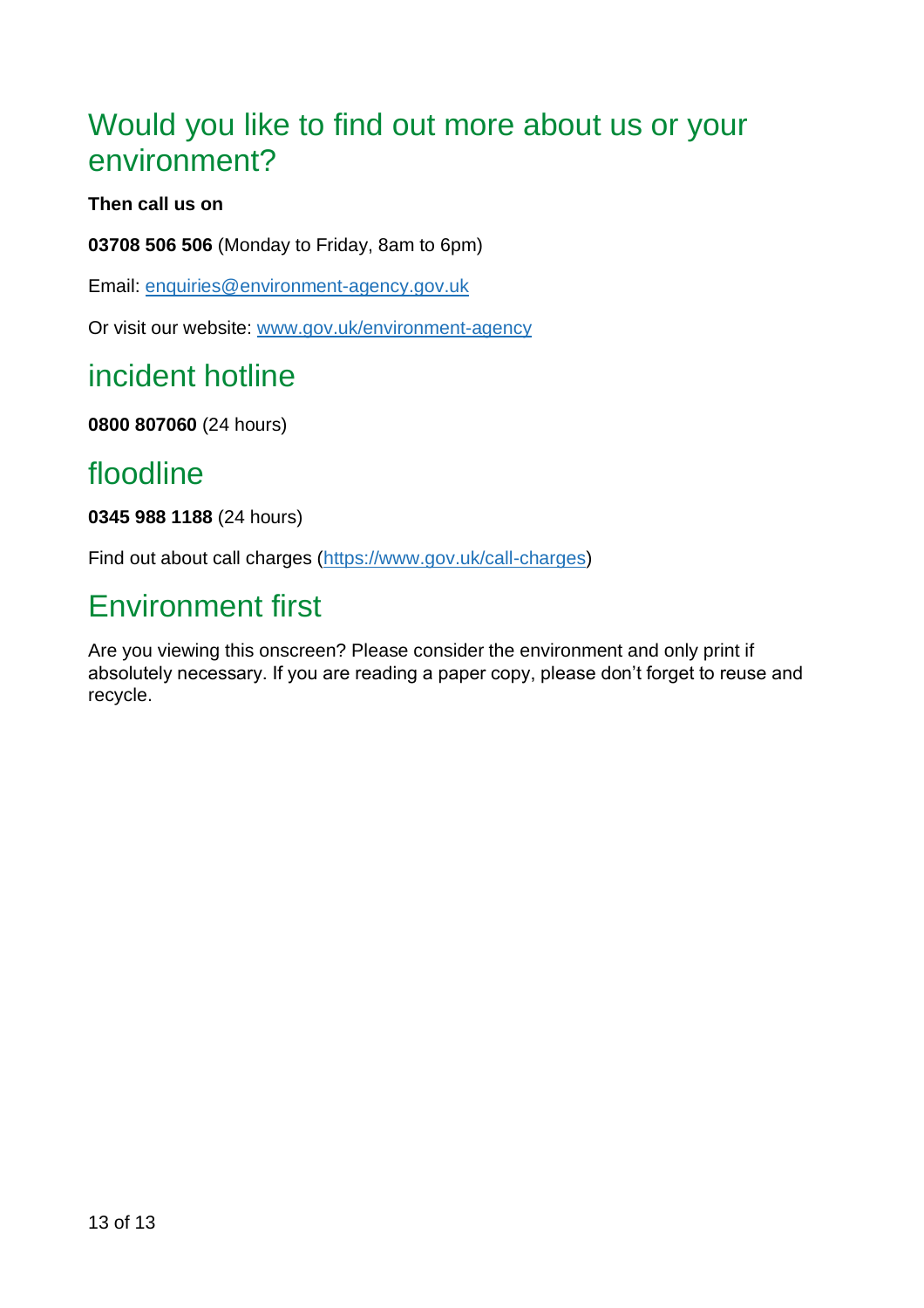## Would you like to find out more about us or your environment?

**Then call us on**

**03708 506 506** (Monday to Friday, 8am to 6pm)

Email: [enquiries@environment-agency.gov.uk](mailto:enquiries@environment-agency.gov.uk)

Or visit our website: [www.gov.uk/environment-agency](http://www.gov.uk/environment-agency)

## incident hotline

**0800 807060** (24 hours)

## floodline

**0345 988 1188** (24 hours)

Find out about call charges ([https://www.gov.uk/call-charges](https://www.gov.uk/call-charges))

## Environment first

Are you viewing this onscreen? Please consider the environment and only print if absolutely necessary. If you are reading a paper copy, please don't forget to reuse and recycle.